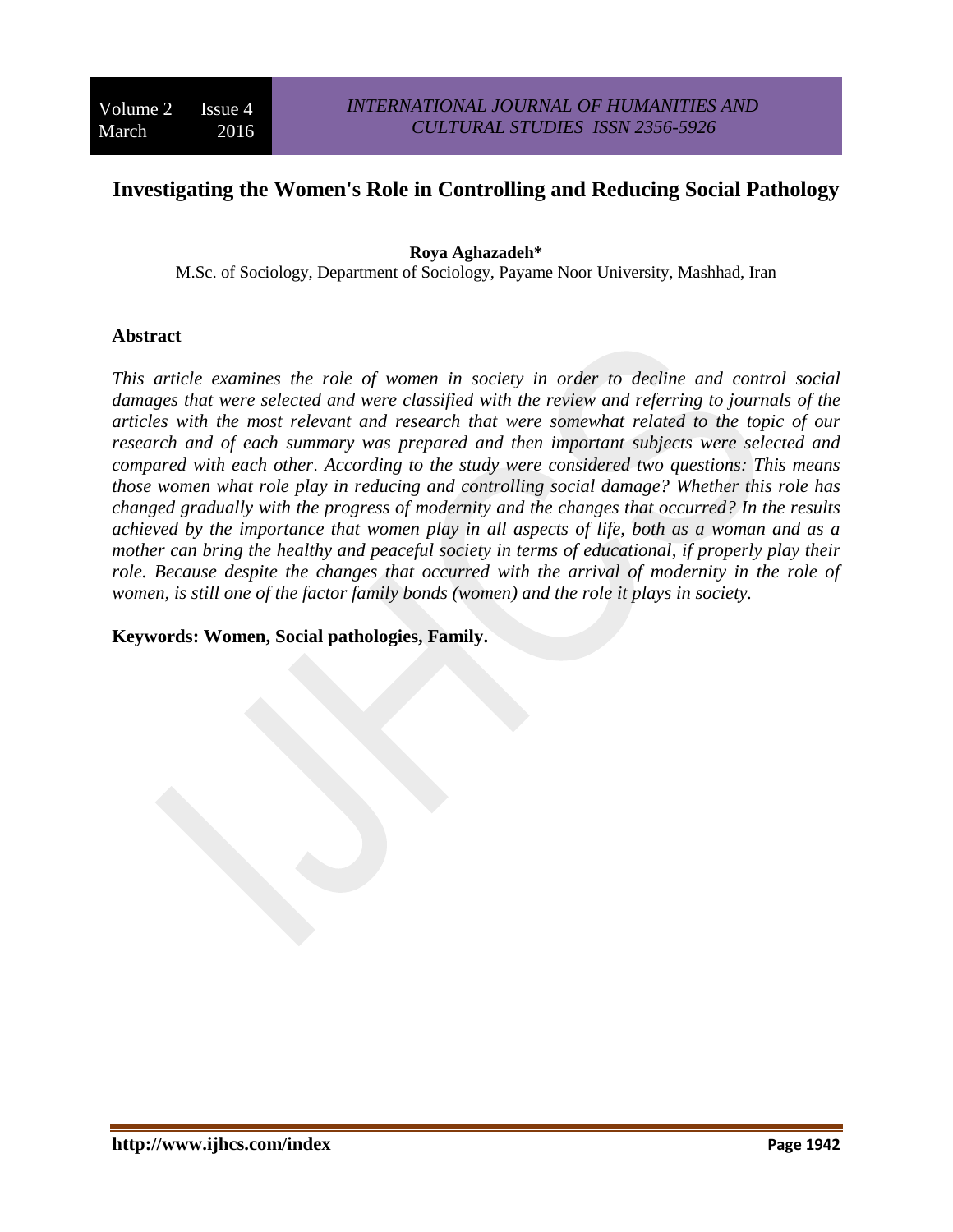# Investigating the Women's Role in Controlling and Reducing Social Pathology

**Roya Aghazadeh***

M.Sc. of Sociology, Department of Sociology, Payame Noor University, Mashhad, Iran

## Abstract

*This article examines the role of women in society in order to decline and control social damages that were selected and were classified with the review and referring to journals of the articles with the most relevant and research that were somewhat related to the topic of our research and of each summary was prepared and then important subjects were selected and compared with each other. According to the study were considered two questions: This means those women what role play in reducing and controlling social damage? Whether this role has changed gradually with the progress of modernity and the changes that occurred? In the results achieved by the importance that women play in all aspects of life, both as a woman and as a mother can bring the healthy and peaceful society in terms of educational, if properly play their role. Because despite the changes that occurred with the arrival of modernity in the role of women, is still one of the factor family bonds (women) and the role it plays in society.*

**Keywords: Women, Social pathologies, Family.**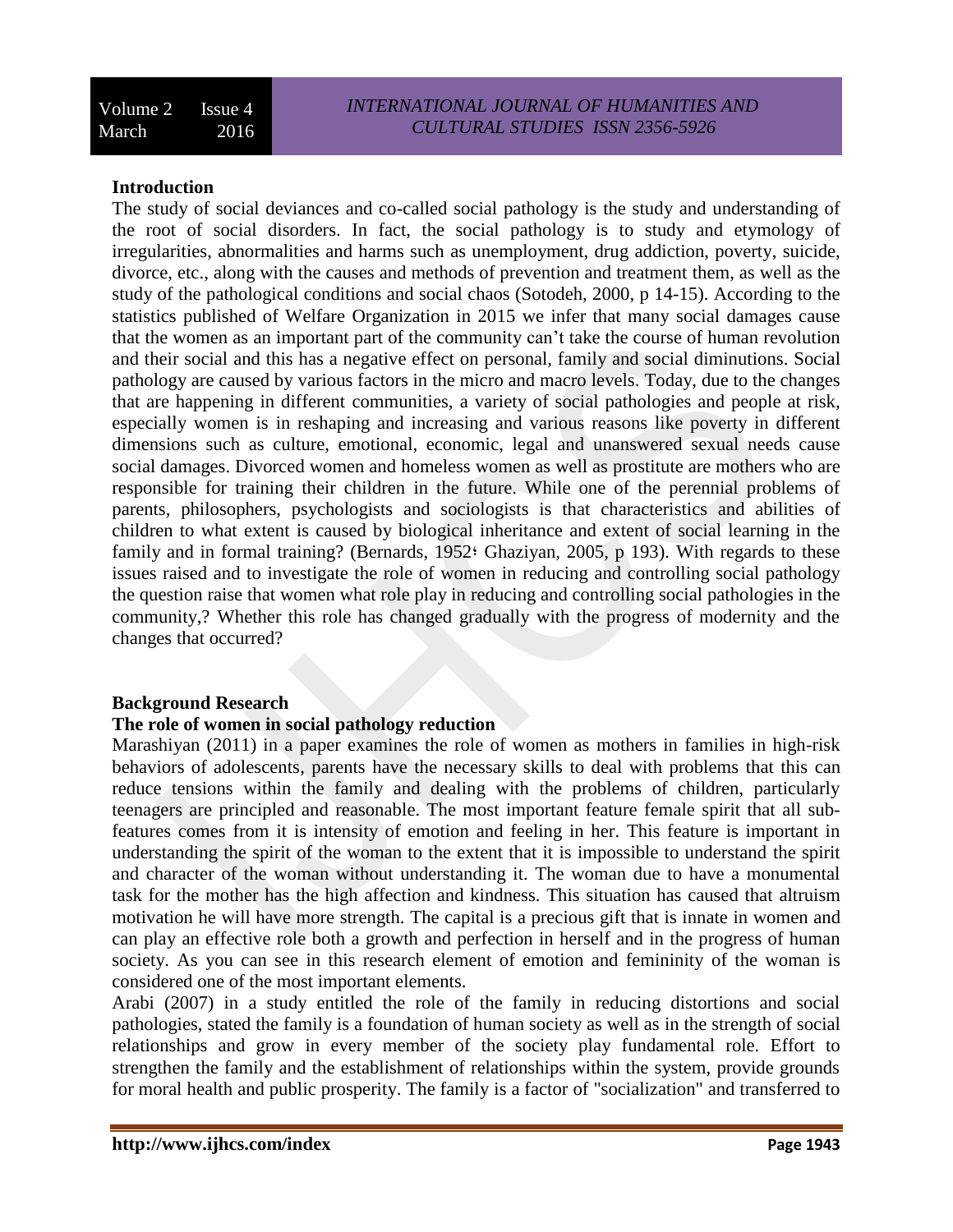## Introduction

The study of social deviances and co-called social pathology is the study and understanding of the root of social disorders. In fact, the social pathology is to study and etymology of irregularities, abnormalities and harms such as unemployment, drug addiction, poverty, suicide, divorce, etc., along with the causes and methods of prevention and treatment them, as well as the study of the pathological conditions and social chaos (Sotodeh, 2000, p 14-15). According to the statistics published of Welfare Organization in 2015 we infer that many social damages cause that the women as an important part of the community can't take the course of human revolution and their social and this has a negative effect on personal, family and social diminutions. Social pathology are caused by various factors in the micro and macro levels. Today, due to the changes that are happening in different communities, a variety of social pathologies and people at risk, especially women is in reshaping and increasing and various reasons like poverty in different dimensions such as culture, emotional, economic, legal and unanswered sexual needs cause social damages. Divorced women and homeless women as well as prostitute are mothers who are responsible for training their children in the future. While one of the perennial problems of parents, philosophers, psychologists and sociologists is that characteristics and abilities of children to what extent is caused by biological inheritance and extent of social learning in the family and in formal training? (Bernards, 1952؛ Ghaziyan, 2005, p 193). With regards to these issues raised and to investigate the role of women in reducing and controlling social pathology the question raise that women what role play in reducing and controlling social pathologies in the community,? Whether this role has changed gradually with the progress of modernity and the changes that occurred?

## Background Research

### The role of women in social pathology reduction

Marashiyan (2011) in a paper examines the role of women as mothers in families in high-risk behaviors of adolescents, parents have the necessary skills to deal with problems that this can reduce tensions within the family and dealing with the problems of children, particularly teenagers are principled and reasonable. The most important feature female spirit that all sub-features comes from it is intensity of emotion and feeling in her. This feature is important in understanding the spirit of the woman to the extent that it is impossible to understand the spirit and character of the woman without understanding it. The woman due to have a monumental task for the mother has the high affection and kindness. This situation has caused that altruism motivation he will have more strength. The capital is a precious gift that is innate in women and can play an effective role both a growth and perfection in herself and in the progress of human society. As you can see in this research element of emotion and femininity of the woman is considered one of the most important elements.

Arabi (2007) in a study entitled the role of the family in reducing distortions and social pathologies, stated the family is a foundation of human society as well as in the strength of social relationships and grow in every member of the society play fundamental role. Effort to strengthen the family and the establishment of relationships within the system, provide grounds for moral health and public prosperity. The family is a factor of "socialization" and transferred to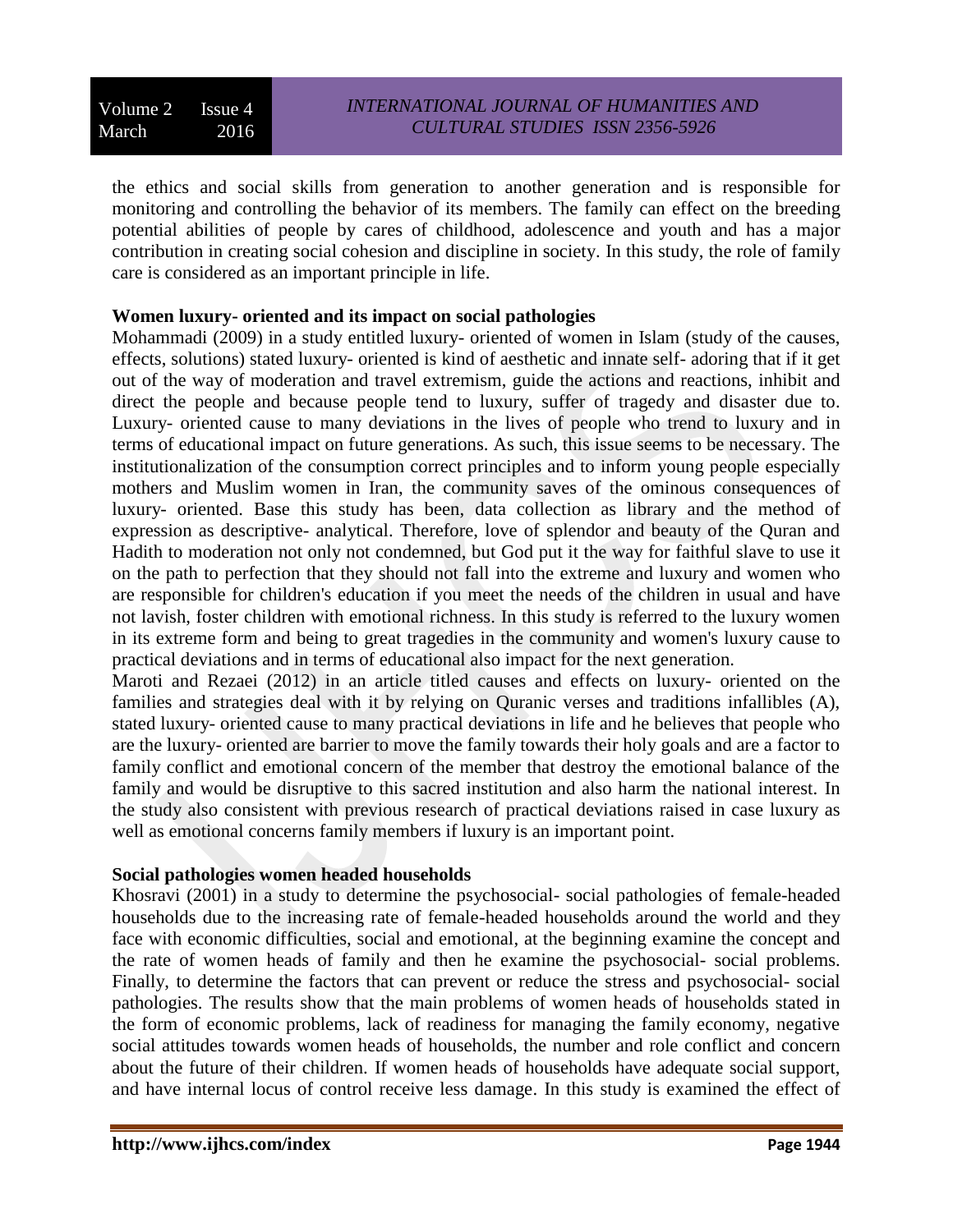the ethics and social skills from generation to another generation and is responsible for monitoring and controlling the behavior of its members. The family can effect on the breeding potential abilities of people by cares of childhood, adolescence and youth and has a major contribution in creating social cohesion and discipline in society. In this study, the role of family care is considered as an important principle in life.

**Women luxury- oriented and its impact on social pathologies**

Mohammadi (2009) in a study entitled luxury- oriented of women in Islam (study of the causes, effects, solutions) stated luxury- oriented is kind of aesthetic and innate self- adoring that if it get out of the way of moderation and travel extremism, guide the actions and reactions, inhibit and direct the people and because people tend to luxury, suffer of tragedy and disaster due to. Luxury- oriented cause to many deviations in the lives of people who trend to luxury and in terms of educational impact on future generations. As such, this issue seems to be necessary. The institutionalization of the consumption correct principles and to inform young people especially mothers and Muslim women in Iran, the community saves of the ominous consequences of luxury- oriented. Base this study has been, data collection as library and the method of expression as descriptive- analytical. Therefore, love of splendor and beauty of the Quran and Hadith to moderation not only not condemned, but God put it the way for faithful slave to use it on the path to perfection that they should not fall into the extreme and luxury and women who are responsible for children's education if you meet the needs of the children in usual and have not lavish, foster children with emotional richness. In this study is referred to the luxury women in its extreme form and being to great tragedies in the community and women's luxury cause to practical deviations and in terms of educational also impact for the next generation.

Maroti and Rezaei (2012) in an article titled causes and effects on luxury- oriented on the families and strategies deal with it by relying on Quranic verses and traditions infallibles (A), stated luxury- oriented cause to many practical deviations in life and he believes that people who are the luxury- oriented are barrier to move the family towards their holy goals and are a factor to family conflict and emotional concern of the member that destroy the emotional balance of the family and would be disruptive to this sacred institution and also harm the national interest. In the study also consistent with previous research of practical deviations raised in case luxury as well as emotional concerns family members if luxury is an important point.

**Social pathologies women headed households**

Khosravi (2001) in a study to determine the psychosocial- social pathologies of female-headed households due to the increasing rate of female-headed households around the world and they face with economic difficulties, social and emotional, at the beginning examine the concept and the rate of women heads of family and then he examine the psychosocial- social problems. Finally, to determine the factors that can prevent or reduce the stress and psychosocial- social pathologies. The results show that the main problems of women heads of households stated in the form of economic problems, lack of readiness for managing the family economy, negative social attitudes towards women heads of households, the number and role conflict and concern about the future of their children. If women heads of households have adequate social support, and have internal locus of control receive less damage. In this study is examined the effect of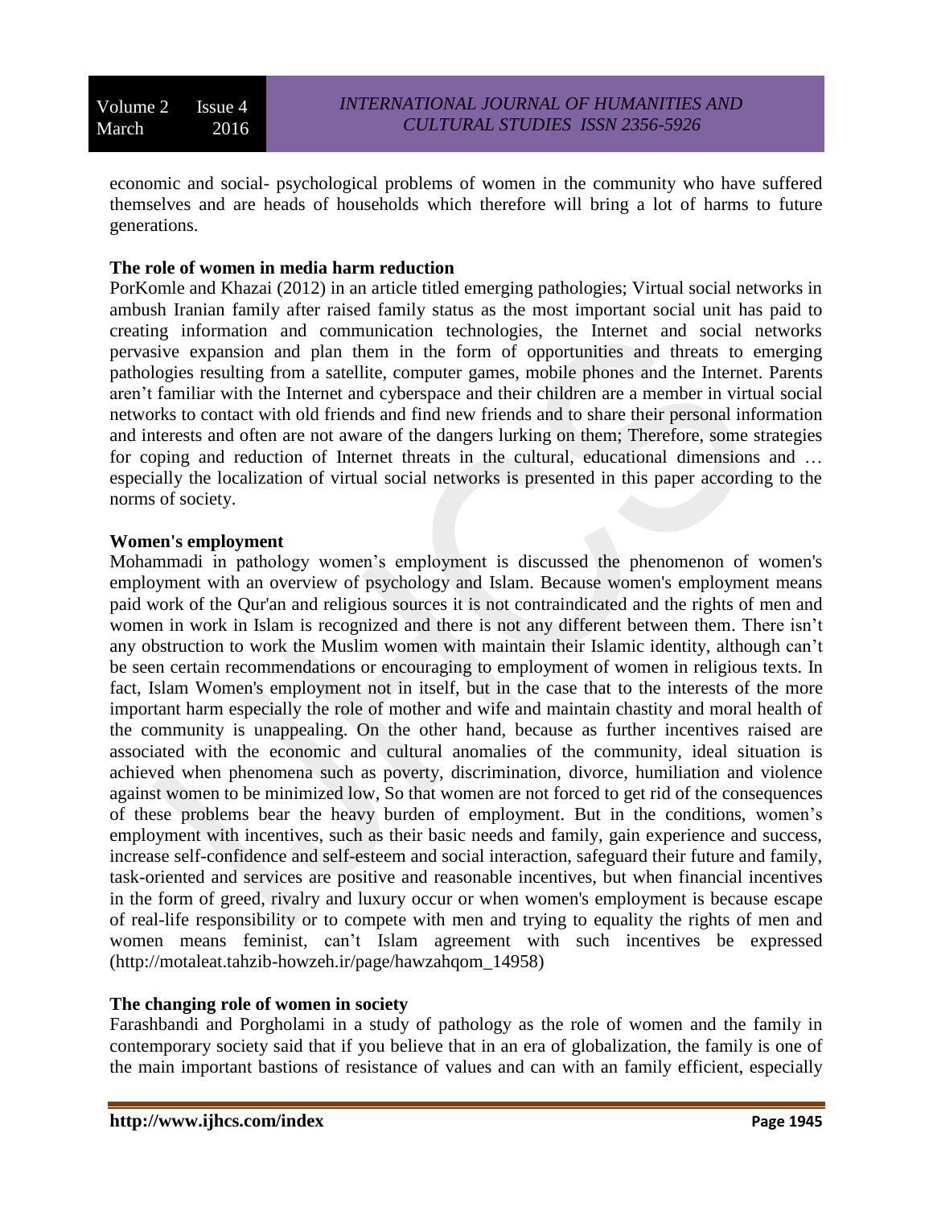economic and social- psychological problems of women in the community who have suffered themselves and are heads of households which therefore will bring a lot of harms to future generations.

**The role of women in media harm reduction**

PorKomle and Khazai (2012) in an article titled emerging pathologies; Virtual social networks in ambush Iranian family after raised family status as the most important social unit has paid to creating information and communication technologies, the Internet and social networks pervasive expansion and plan them in the form of opportunities and threats to emerging pathologies resulting from a satellite, computer games, mobile phones and the Internet. Parents aren't familiar with the Internet and cyberspace and their children are a member in virtual social networks to contact with old friends and find new friends and to share their personal information and interests and often are not aware of the dangers lurking on them; Therefore, some strategies for coping and reduction of Internet threats in the cultural, educational dimensions and … especially the localization of virtual social networks is presented in this paper according to the norms of society.

**Women's employment**

Mohammadi in pathology women's employment is discussed the phenomenon of women's employment with an overview of psychology and Islam. Because women's employment means paid work of the Qur'an and religious sources it is not contraindicated and the rights of men and women in work in Islam is recognized and there is not any different between them. There isn't any obstruction to work the Muslim women with maintain their Islamic identity, although can't be seen certain recommendations or encouraging to employment of women in religious texts. In fact, Islam Women's employment not in itself, but in the case that to the interests of the more important harm especially the role of mother and wife and maintain chastity and moral health of the community is unappealing. On the other hand, because as further incentives raised are associated with the economic and cultural anomalies of the community, ideal situation is achieved when phenomena such as poverty, discrimination, divorce, humiliation and violence against women to be minimized low, So that women are not forced to get rid of the consequences of these problems bear the heavy burden of employment. But in the conditions, women's employment with incentives, such as their basic needs and family, gain experience and success, increase self-confidence and self-esteem and social interaction, safeguard their future and family, task-oriented and services are positive and reasonable incentives, but when financial incentives in the form of greed, rivalry and luxury occur or when women's employment is because escape of real-life responsibility or to compete with men and trying to equality the rights of men and women means feminist, can't Islam agreement with such incentives be expressed (http://motaleat.tahzib-howzeh.ir/page/hawzahqom_14958)

**The changing role of women in society**

Farashbandi and Porgholami in a study of pathology as the role of women and the family in contemporary society said that if you believe that in an era of globalization, the family is one of the main important bastions of resistance of values and can with an family efficient, especially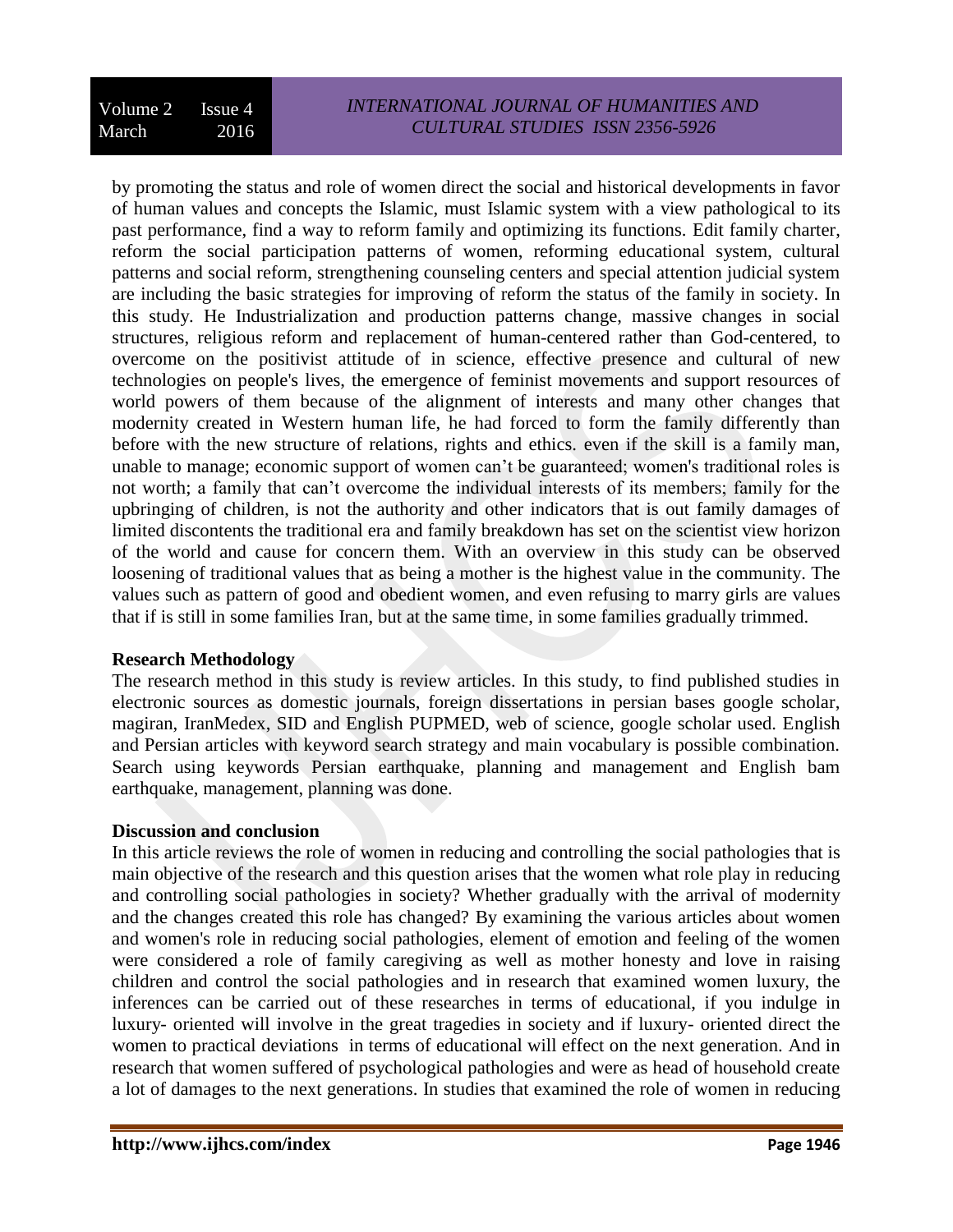by promoting the status and role of women direct the social and historical developments in favor of human values and concepts the Islamic, must Islamic system with a view pathological to its past performance, find a way to reform family and optimizing its functions. Edit family charter, reform the social participation patterns of women, reforming educational system, cultural patterns and social reform, strengthening counseling centers and special attention judicial system are including the basic strategies for improving of reform the status of the family in society. In this study. He Industrialization and production patterns change, massive changes in social structures, religious reform and replacement of human-centered rather than God-centered, to overcome on the positivist attitude of in science, effective presence and cultural of new technologies on people's lives, the emergence of feminist movements and support resources of world powers of them because of the alignment of interests and many other changes that modernity created in Western human life, he had forced to form the family differently than before with the new structure of relations, rights and ethics. even if the skill is a family man, unable to manage; economic support of women can't be guaranteed; women's traditional roles is not worth; a family that can't overcome the individual interests of its members; family for the upbringing of children, is not the authority and other indicators that is out family damages of limited discontents the traditional era and family breakdown has set on the scientist view horizon of the world and cause for concern them. With an overview in this study can be observed loosening of traditional values that as being a mother is the highest value in the community. The values such as pattern of good and obedient women, and even refusing to marry girls are values that if is still in some families Iran, but at the same time, in some families gradually trimmed.

**Research Methodology**

The research method in this study is review articles. In this study, to find published studies in electronic sources as domestic journals, foreign dissertations in persian bases google scholar, magiran, IranMedex, SID and English PUPMED, web of science, google scholar used. English and Persian articles with keyword search strategy and main vocabulary is possible combination. Search using keywords Persian earthquake, planning and management and English bam earthquake, management, planning was done.

**Discussion and conclusion**

In this article reviews the role of women in reducing and controlling the social pathologies that is main objective of the research and this question arises that the women what role play in reducing and controlling social pathologies in society? Whether gradually with the arrival of modernity and the changes created this role has changed? By examining the various articles about women and women's role in reducing social pathologies, element of emotion and feeling of the women were considered a role of family caregiving as well as mother honesty and love in raising children and control the social pathologies and in research that examined women luxury, the inferences can be carried out of these researches in terms of educational, if you indulge in luxury- oriented will involve in the great tragedies in society and if luxury- oriented direct the women to practical deviations in terms of educational will effect on the next generation. And in research that women suffered of psychological pathologies and were as head of household create a lot of damages to the next generations. In studies that examined the role of women in reducing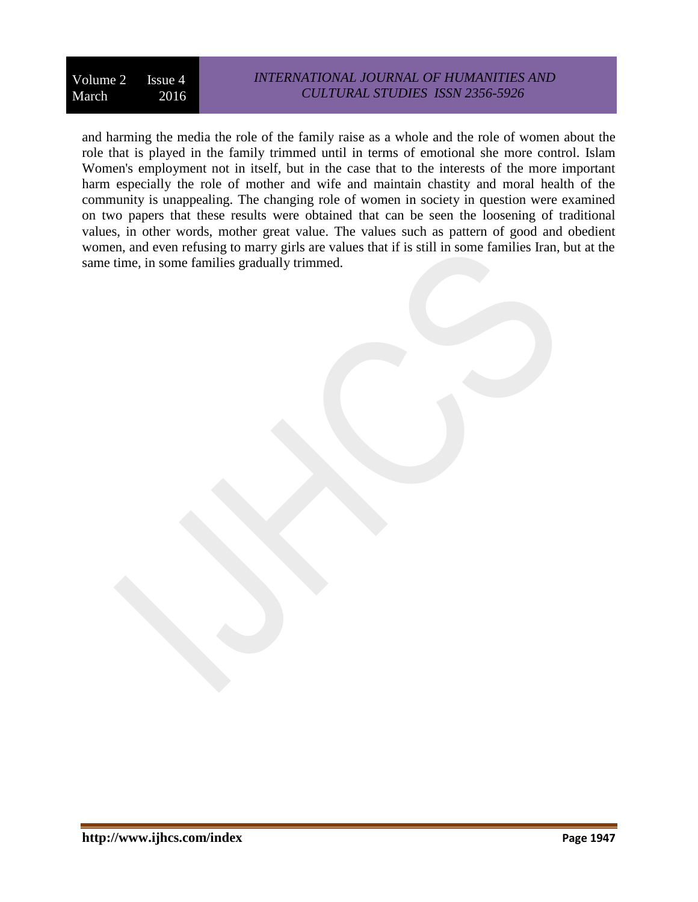and harming the media the role of the family raise as a whole and the role of women about the role that is played in the family trimmed until in terms of emotional she more control. Islam Women's employment not in itself, but in the case that to the interests of the more important harm especially the role of mother and wife and maintain chastity and moral health of the community is unappealing. The changing role of women in society in question were examined on two papers that these results were obtained that can be seen the loosening of traditional values, in other words, mother great value. The values such as pattern of good and obedient women, and even refusing to marry girls are values that if is still in some families Iran, but at the same time, in some families gradually trimmed.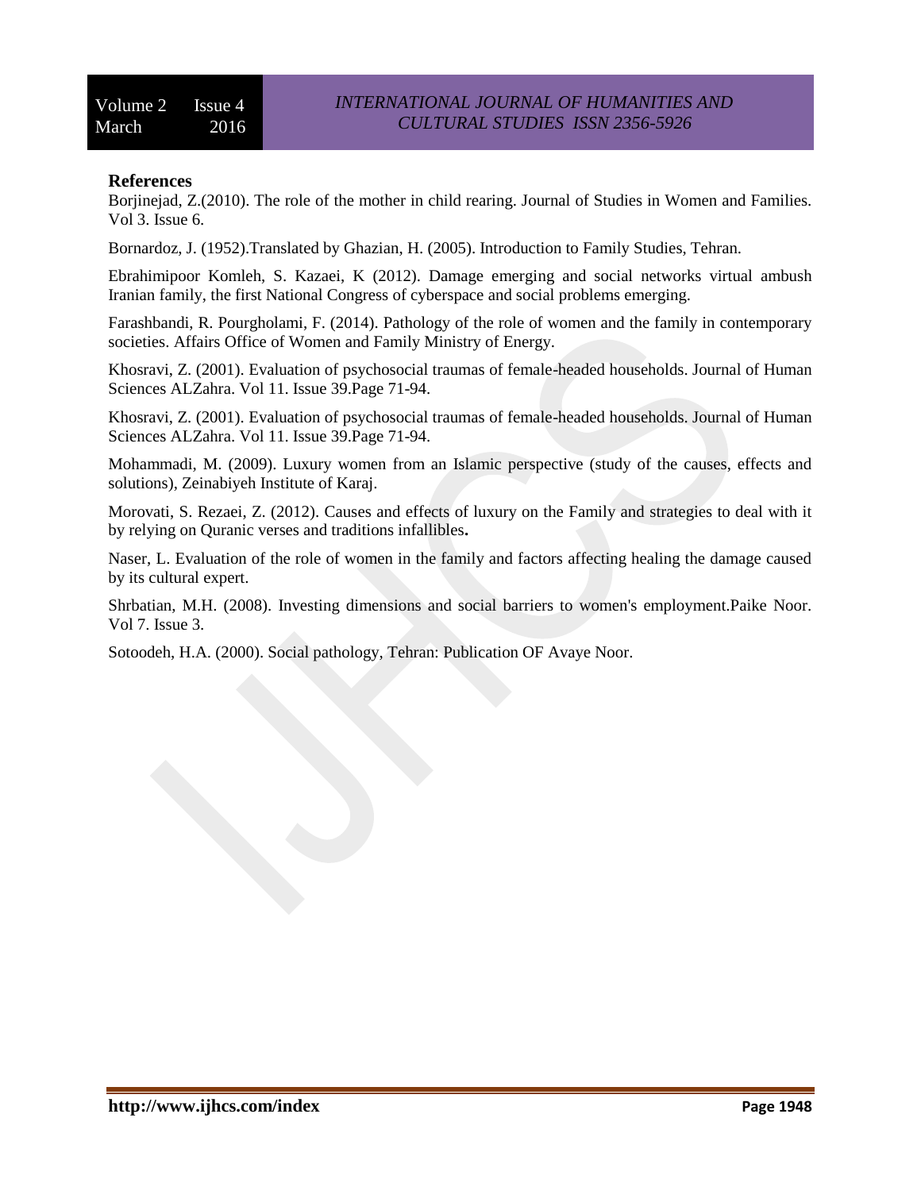## References

Borjinejad, Z.(2010). The role of the mother in child rearing. Journal of Studies in Women and Families. Vol 3. Issue 6.

Bornardoz, J. (1952).Translated by Ghazian, H. (2005). Introduction to Family Studies, Tehran.

Ebrahimipoor Komleh, S. Kazaei, K (2012). Damage emerging and social networks virtual ambush Iranian family, the first National Congress of cyberspace and social problems emerging.

Farashbandi, R. Pourgholami, F. (2014). Pathology of the role of women and the family in contemporary societies. Affairs Office of Women and Family Ministry of Energy.

Khosravi, Z. (2001). Evaluation of psychosocial traumas of female-headed households. Journal of Human Sciences ALZahra. Vol 11. Issue 39.Page 71-94.

Khosravi, Z. (2001). Evaluation of psychosocial traumas of female-headed households. Journal of Human Sciences ALZahra. Vol 11. Issue 39.Page 71-94.

Mohammadi, M. (2009). Luxury women from an Islamic perspective (study of the causes, effects and solutions), Zeinabiyeh Institute of Karaj.

Morovati, S. Rezaei, Z. (2012). Causes and effects of luxury on the Family and strategies to deal with it by relying on Quranic verses and traditions infallibles**.**

Naser, L. Evaluation of the role of women in the family and factors affecting healing the damage caused by its cultural expert.

Shrbatian, M.H. (2008). Investing dimensions and social barriers to women's employment.Paike Noor. Vol 7. Issue 3.

Sotoodeh, H.A. (2000). Social pathology, Tehran: Publication OF Avaye Noor.